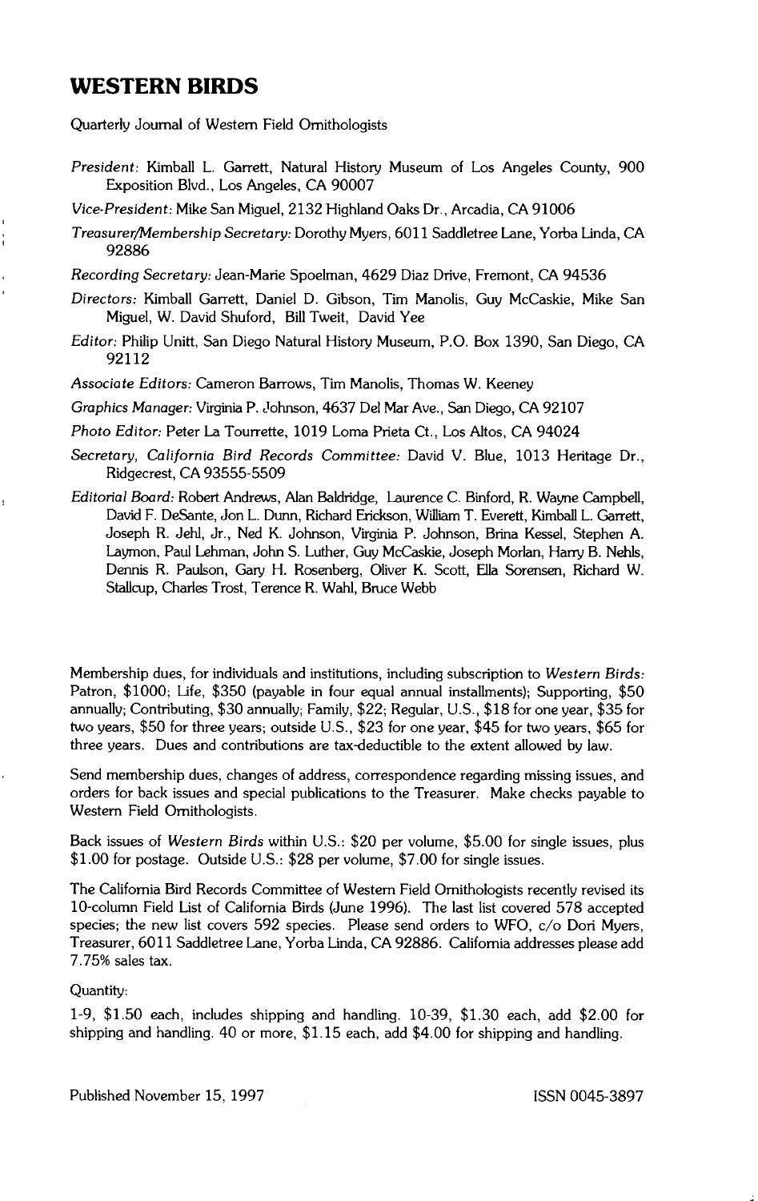# WESTERN BIRDS

Quarterly Journal of Western Field Ornithologists

*President:* Kimball L. Garrett, Natural History Museum of Los Angeles County, 900 Exposition Blvd., Los Angeles, CA 90007

*Vice-President:* Mike San Miguel, 2132 Highland Oaks Dr., Arcadia, CA 91006

*Treasurer/Membership Secretary:* Dorothy Myers, 6011 Saddletree Lane, Yorba Linda, CA 92886

*Recording Secretary:* Jean-Marie Spoelman, 4629 Diaz Drive, Fremont, CA 94536

*Directors:* Kimball Garrett, Daniel D. Gibson, Tim Manolis, Guy McCaskie, Mike San Miguel, W. David Shuford, Bill Tweit, David Yee

*Editor:* Philip Unitt, San Diego Natural History Museum, P.O. Box 1390, San Diego, CA 92112

*Associate Editors:* Cameron Barrows, Tim Manolis, Thomas W. Keeney

*Graphics Manager:* Virginia P. Johnson, 4637 Del Mar Ave., San Diego, CA 92107

*Photo Editor:* Peter La Tourrette, 1019 Loma Prieta Ct., Los Altos, CA 94024

*Secretary, California Bird Records Committee:* David V. Blue, 1013 Heritage Dr., Ridgecrest, CA 93555-5509

*Editorial Board:* Robert Andrews, Alan Baldridge, Laurence C. Binford, R. Wayne Campbell, David F. DeSante, Jon L. Dunn, Richard Erickson, William T. Everett, Kimball L. Garrett, Joseph R. Jehl, Jr., Ned K. Johnson, Virginia P. Johnson, Brina Kessel, Stephen A. Laymon, Paul Lehman, John S. Luther, Guy McCaskie, Joseph Morlan, Harry B. Nehls, Dennis R. Paulson, Gary H. Rosenberg, Oliver K. Scott, Ella Sorensen, Richard W. Stallcup, Charles Trost, Terence R. Wahl, Bruce Webb

Membership dues, for individuals and institutions, including subscription to *Western Birds:* Patron, $1000; Life, $350 (payable in four equal annual installments); Supporting, $50 annually; Contributing, $30 annually; Family, $22; Regular, U.S., $18 for one year, $35 for two years, $50 for three years; outside U.S., $23 for one year, $45 for two years, $65 for three years. Dues and contributions are tax-deductible to the extent allowed by law.

Send membership dues, changes of address, correspondence regarding missing issues, and orders for back issues and special publications to the Treasurer. Make checks payable to Western Field Ornithologists.

Back issues of *Western Birds* within U.S.: $20 per volume, $5.00 for single issues, plus $1.00 for postage. Outside U.S.: $28 per volume, $7.00 for single issues.

The California Bird Records Committee of Western Field Ornithologists recently revised its 10-column Field List of California Birds (June 1996). The last list covered 578 accepted species; the new list covers 592 species. Please send orders to WFO, c/o Dori Myers, Treasurer, 6011 Saddletree Lane, Yorba Linda, CA 92886. California addresses please add 7.75% sales tax.

Quantity:

1-9, $1.50 each, includes shipping and handling. 10-39, $1.30 each, add $2.00 for shipping and handling. 40 or more, $1.15 each, add $4.00 for shipping and handling.

Published November 15, 1997

ISSN 0045-3897